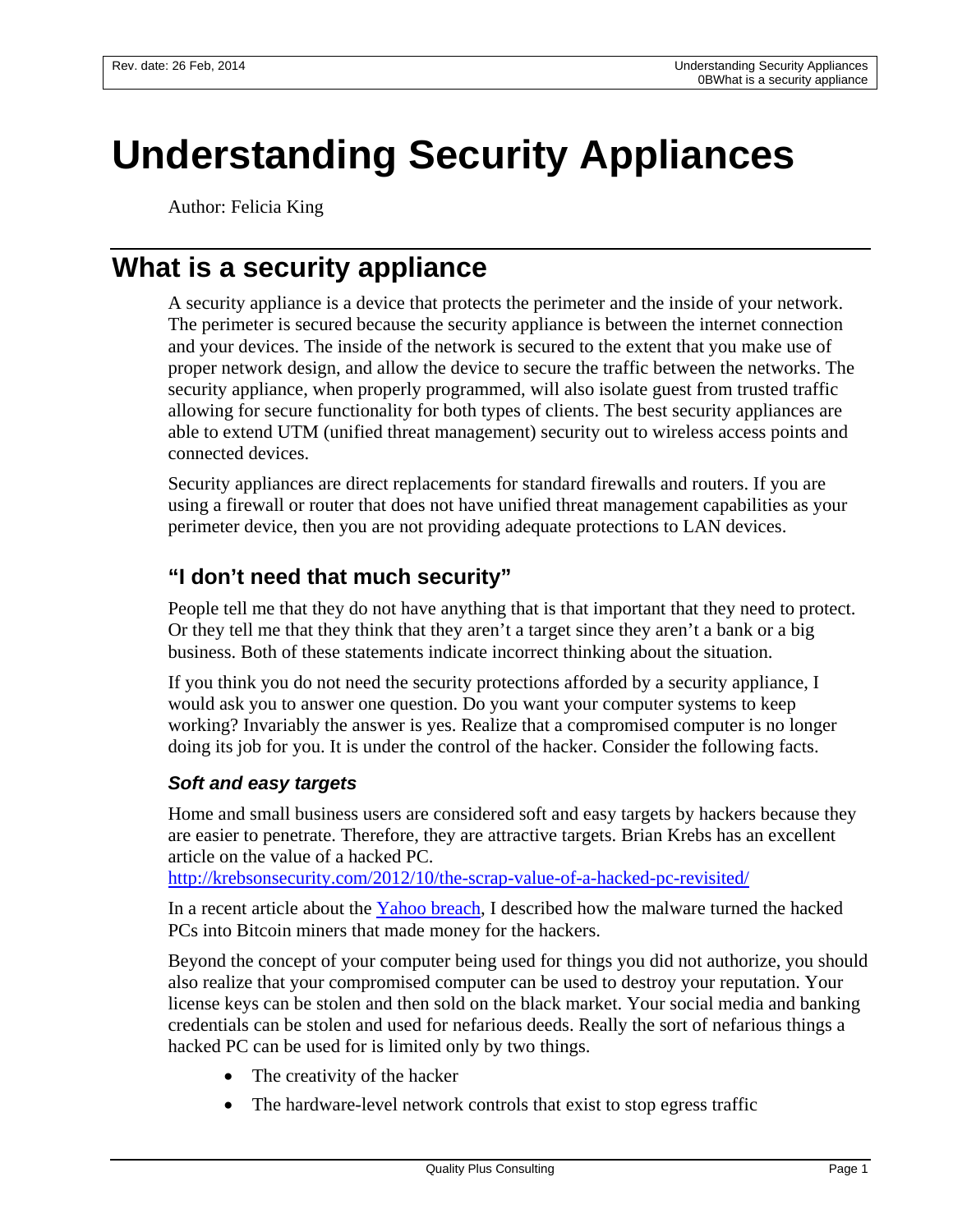# Understanding Security Appliances

Author: Felicia King

## What is a security appliance

A security appliance is a device that protects the perimeter and the inside of your network. The perimeter is secured because the security appliance is between the internet connection and your devices. The inside of the network is secured to the extent that you make use of proper network design, and allow the device to secure the traffic between the networks. The security appliance, when properly programmed, will also isolate guest from trusted traffic allowing for secure functionality for both types of clients. The best security appliances are able to extend UTM (unified threat management) security out to wireless access points and connected devices.

Security appliances are direct replacements for standard firewalls and routers. If you are using a firewall or router that does not have unified threat management capabilities as your perimeter device, then you are not providing adequate protections to LAN devices.

### "I don't need that much security"

People tell me that they do not have anything that is that important that they need to protect. Or they tell me that they think that they aren't a target since they aren't a bank or a big business. Both of these statements indicate incorrect thinking about the situation.

If you think you do not need the security protections afforded by a security appliance, I would ask you to answer one question. Do you want your computer systems to keep working? Invariably the answer is yes. Realize that a compromised computer is no longer doing its job for you. It is under the control of the hacker. Consider the following facts.

#### *Soft and easy targets*

Home and small business users are considered soft and easy targets by hackers because they are easier to penetrate. Therefore, they are attractive targets. Brian Krebs has an excellent article on the value of a hacked PC.
http://krebsonsecurity.com/2012/10/the-scrap-value-of-a-hacked-pc-revisited/

In a recent article about the Yahoo breach, I described how the malware turned the hacked PCs into Bitcoin miners that made money for the hackers.

Beyond the concept of your computer being used for things you did not authorize, you should also realize that your compromised computer can be used to destroy your reputation. Your license keys can be stolen and then sold on the black market. Your social media and banking credentials can be stolen and used for nefarious deeds. Really the sort of nefarious things a hacked PC can be used for is limited only by two things.

- The creativity of the hacker
- The hardware-level network controls that exist to stop egress traffic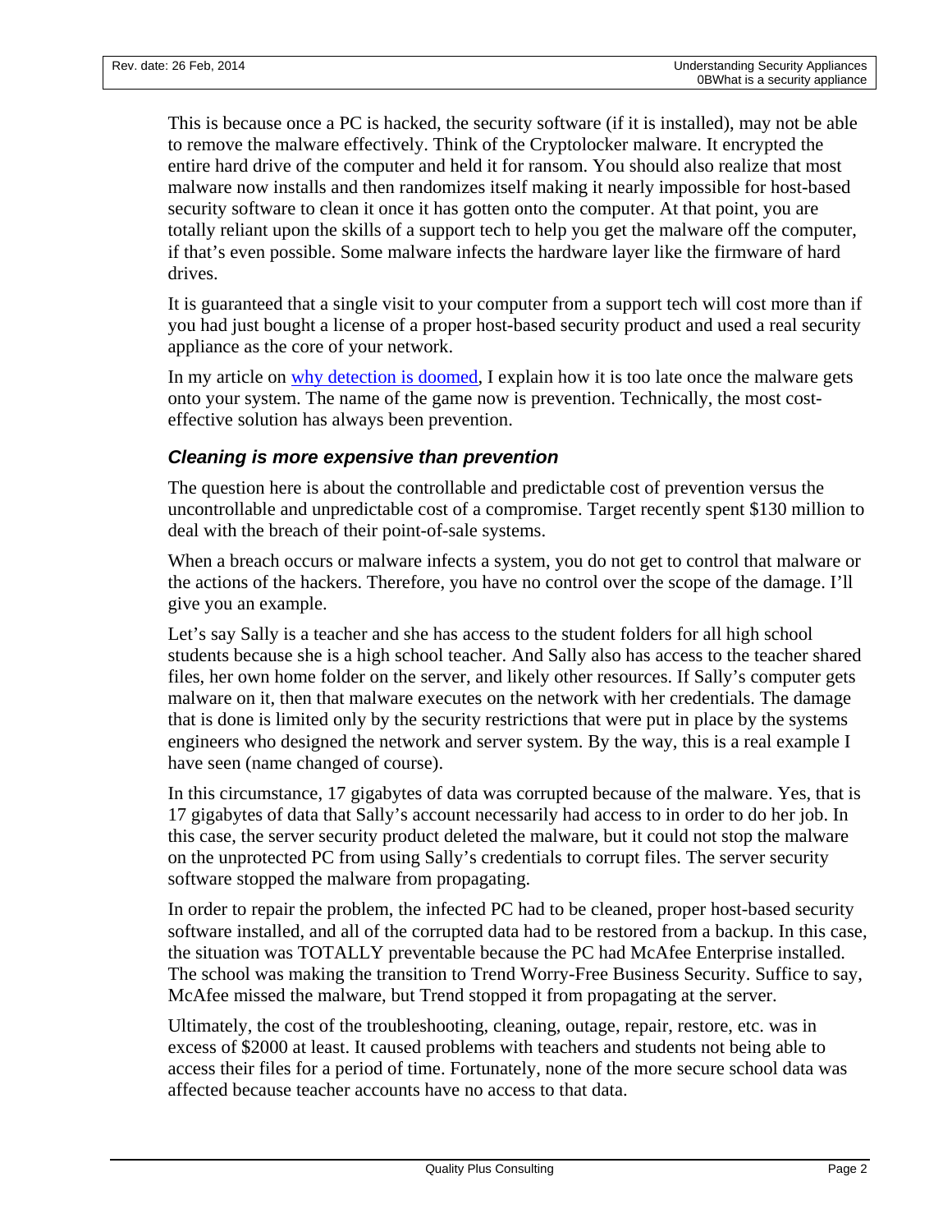This is because once a PC is hacked, the security software (if it is installed), may not be able to remove the malware effectively. Think of the Cryptolocker malware. It encrypted the entire hard drive of the computer and held it for ransom. You should also realize that most malware now installs and then randomizes itself making it nearly impossible for host-based security software to clean it once it has gotten onto the computer. At that point, you are totally reliant upon the skills of a support tech to help you get the malware off the computer, if that's even possible. Some malware infects the hardware layer like the firmware of hard drives.

It is guaranteed that a single visit to your computer from a support tech will cost more than if you had just bought a license of a proper host-based security product and used a real security appliance as the core of your network.

In my article on [why detection is doomed](), I explain how it is too late once the malware gets onto your system. The name of the game now is prevention. Technically, the most cost-effective solution has always been prevention.

### *Cleaning is more expensive than prevention*

The question here is about the controllable and predictable cost of prevention versus the uncontrollable and unpredictable cost of a compromise. Target recently spent $130 million to deal with the breach of their point-of-sale systems.

When a breach occurs or malware infects a system, you do not get to control that malware or the actions of the hackers. Therefore, you have no control over the scope of the damage. I'll give you an example.

Let's say Sally is a teacher and she has access to the student folders for all high school students because she is a high school teacher. And Sally also has access to the teacher shared files, her own home folder on the server, and likely other resources. If Sally's computer gets malware on it, then that malware executes on the network with her credentials. The damage that is done is limited only by the security restrictions that were put in place by the systems engineers who designed the network and server system. By the way, this is a real example I have seen (name changed of course).

In this circumstance, 17 gigabytes of data was corrupted because of the malware. Yes, that is 17 gigabytes of data that Sally's account necessarily had access to in order to do her job. In this case, the server security product deleted the malware, but it could not stop the malware on the unprotected PC from using Sally's credentials to corrupt files. The server security software stopped the malware from propagating.

In order to repair the problem, the infected PC had to be cleaned, proper host-based security software installed, and all of the corrupted data had to be restored from a backup. In this case, the situation was TOTALLY preventable because the PC had McAfee Enterprise installed. The school was making the transition to Trend Worry-Free Business Security. Suffice to say, McAfee missed the malware, but Trend stopped it from propagating at the server.

Ultimately, the cost of the troubleshooting, cleaning, outage, repair, restore, etc. was in excess of $2000 at least. It caused problems with teachers and students not being able to access their files for a period of time. Fortunately, none of the more secure school data was affected because teacher accounts have no access to that data.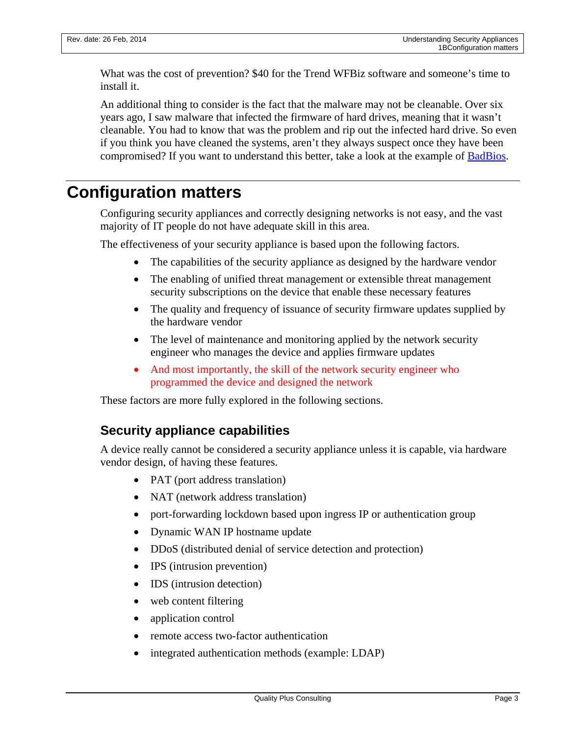What was the cost of prevention? $40 for the Trend WFBiz software and someone's time to install it.

An additional thing to consider is the fact that the malware may not be cleanable. Over six years ago, I saw malware that infected the firmware of hard drives, meaning that it wasn't cleanable. You had to know that was the problem and rip out the infected hard drive. So even if you think you have cleaned the systems, aren't they always suspect once they have been compromised? If you want to understand this better, take a look at the example of [BadBios](BadBios).

# Configuration matters

Configuring security appliances and correctly designing networks is not easy, and the vast majority of IT people do not have adequate skill in this area.

The effectiveness of your security appliance is based upon the following factors.

- The capabilities of the security appliance as designed by the hardware vendor
- The enabling of unified threat management or extensible threat management security subscriptions on the device that enable these necessary features
- The quality and frequency of issuance of security firmware updates supplied by the hardware vendor
- The level of maintenance and monitoring applied by the network security engineer who manages the device and applies firmware updates
- And most importantly, the skill of the network security engineer who programmed the device and designed the network

These factors are more fully explored in the following sections.

## Security appliance capabilities

A device really cannot be considered a security appliance unless it is capable, via hardware vendor design, of having these features.

- PAT (port address translation)
- NAT (network address translation)
- port-forwarding lockdown based upon ingress IP or authentication group
- Dynamic WAN IP hostname update
- DDoS (distributed denial of service detection and protection)
- IPS (intrusion prevention)
- IDS (intrusion detection)
- web content filtering
- application control
- remote access two-factor authentication
- integrated authentication methods (example: LDAP)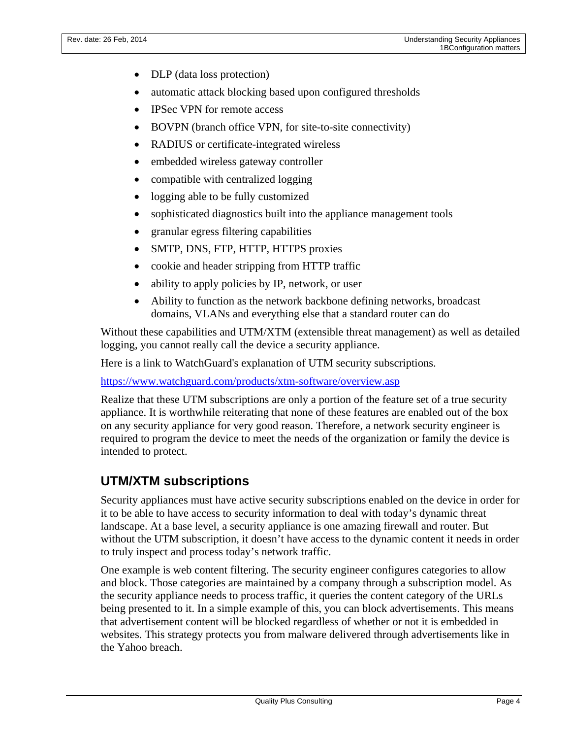- DLP (data loss protection)
- automatic attack blocking based upon configured thresholds
- IPSec VPN for remote access
- BOVPN (branch office VPN, for site-to-site connectivity)
- RADIUS or certificate-integrated wireless
- embedded wireless gateway controller
- compatible with centralized logging
- logging able to be fully customized
- sophisticated diagnostics built into the appliance management tools
- granular egress filtering capabilities
- SMTP, DNS, FTP, HTTP, HTTPS proxies
- cookie and header stripping from HTTP traffic
- ability to apply policies by IP, network, or user
- Ability to function as the network backbone defining networks, broadcast domains, VLANs and everything else that a standard router can do

Without these capabilities and UTM/XTM (extensible threat management) as well as detailed logging, you cannot really call the device a security appliance.

Here is a link to WatchGuard's explanation of UTM security subscriptions.

https://www.watchguard.com/products/xtm-software/overview.asp

Realize that these UTM subscriptions are only a portion of the feature set of a true security appliance. It is worthwhile reiterating that none of these features are enabled out of the box on any security appliance for very good reason. Therefore, a network security engineer is required to program the device to meet the needs of the organization or family the device is intended to protect.

## UTM/XTM subscriptions

Security appliances must have active security subscriptions enabled on the device in order for it to be able to have access to security information to deal with today's dynamic threat landscape. At a base level, a security appliance is one amazing firewall and router. But without the UTM subscription, it doesn't have access to the dynamic content it needs in order to truly inspect and process today's network traffic.

One example is web content filtering. The security engineer configures categories to allow and block. Those categories are maintained by a company through a subscription model. As the security appliance needs to process traffic, it queries the content category of the URLs being presented to it. In a simple example of this, you can block advertisements. This means that advertisement content will be blocked regardless of whether or not it is embedded in websites. This strategy protects you from malware delivered through advertisements like in the Yahoo breach.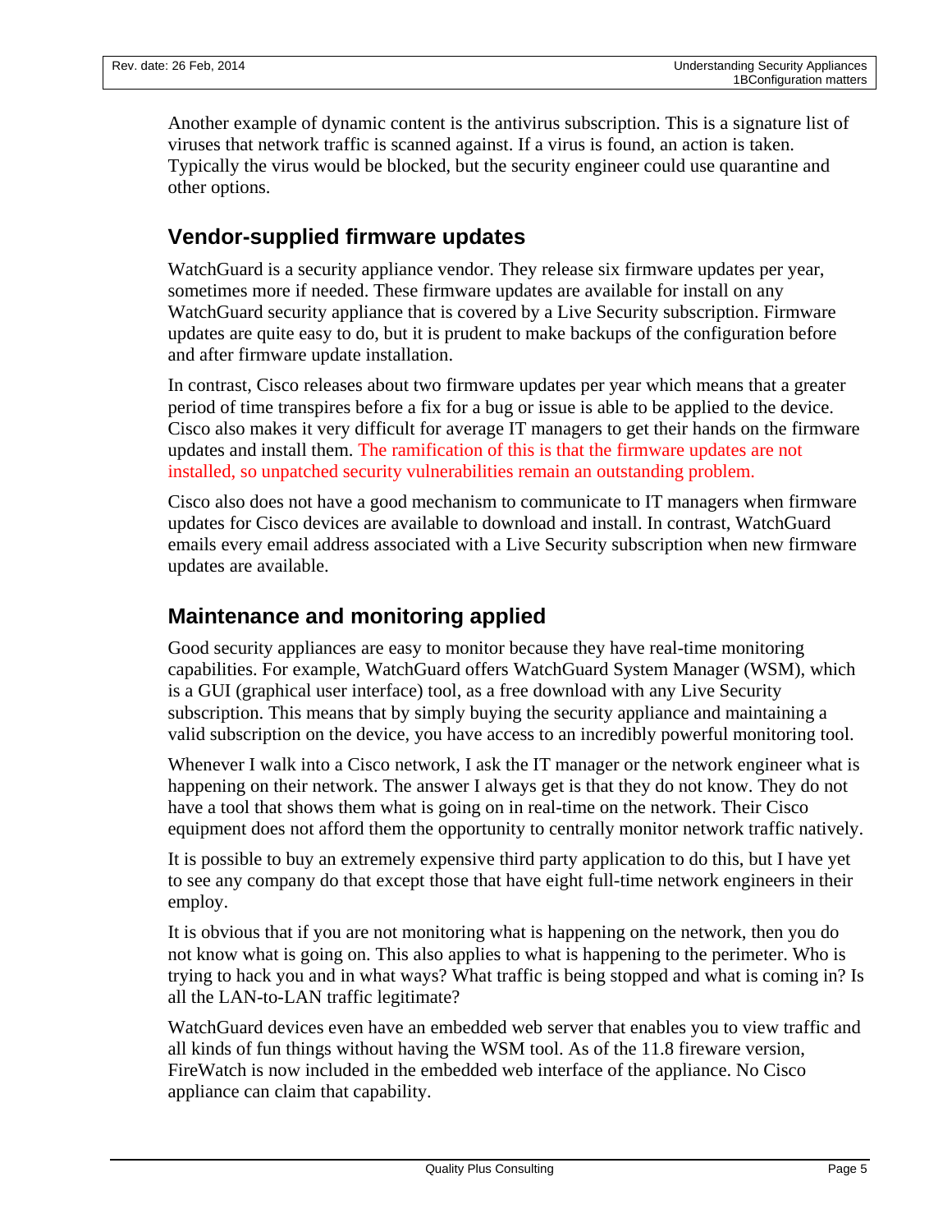Another example of dynamic content is the antivirus subscription. This is a signature list of viruses that network traffic is scanned against. If a virus is found, an action is taken. Typically the virus would be blocked, but the security engineer could use quarantine and other options.

## Vendor-supplied firmware updates

WatchGuard is a security appliance vendor. They release six firmware updates per year, sometimes more if needed. These firmware updates are available for install on any WatchGuard security appliance that is covered by a Live Security subscription. Firmware updates are quite easy to do, but it is prudent to make backups of the configuration before and after firmware update installation.

In contrast, Cisco releases about two firmware updates per year which means that a greater period of time transpires before a fix for a bug or issue is able to be applied to the device. Cisco also makes it very difficult for average IT managers to get their hands on the firmware updates and install them. The ramification of this is that the firmware updates are not installed, so unpatched security vulnerabilities remain an outstanding problem.

Cisco also does not have a good mechanism to communicate to IT managers when firmware updates for Cisco devices are available to download and install. In contrast, WatchGuard emails every email address associated with a Live Security subscription when new firmware updates are available.

## Maintenance and monitoring applied

Good security appliances are easy to monitor because they have real-time monitoring capabilities. For example, WatchGuard offers WatchGuard System Manager (WSM), which is a GUI (graphical user interface) tool, as a free download with any Live Security subscription. This means that by simply buying the security appliance and maintaining a valid subscription on the device, you have access to an incredibly powerful monitoring tool.

Whenever I walk into a Cisco network, I ask the IT manager or the network engineer what is happening on their network. The answer I always get is that they do not know. They do not have a tool that shows them what is going on in real-time on the network. Their Cisco equipment does not afford them the opportunity to centrally monitor network traffic natively.

It is possible to buy an extremely expensive third party application to do this, but I have yet to see any company do that except those that have eight full-time network engineers in their employ.

It is obvious that if you are not monitoring what is happening on the network, then you do not know what is going on. This also applies to what is happening to the perimeter. Who is trying to hack you and in what ways? What traffic is being stopped and what is coming in? Is all the LAN-to-LAN traffic legitimate?

WatchGuard devices even have an embedded web server that enables you to view traffic and all kinds of fun things without having the WSM tool. As of the 11.8 fireware version, FireWatch is now included in the embedded web interface of the appliance. No Cisco appliance can claim that capability.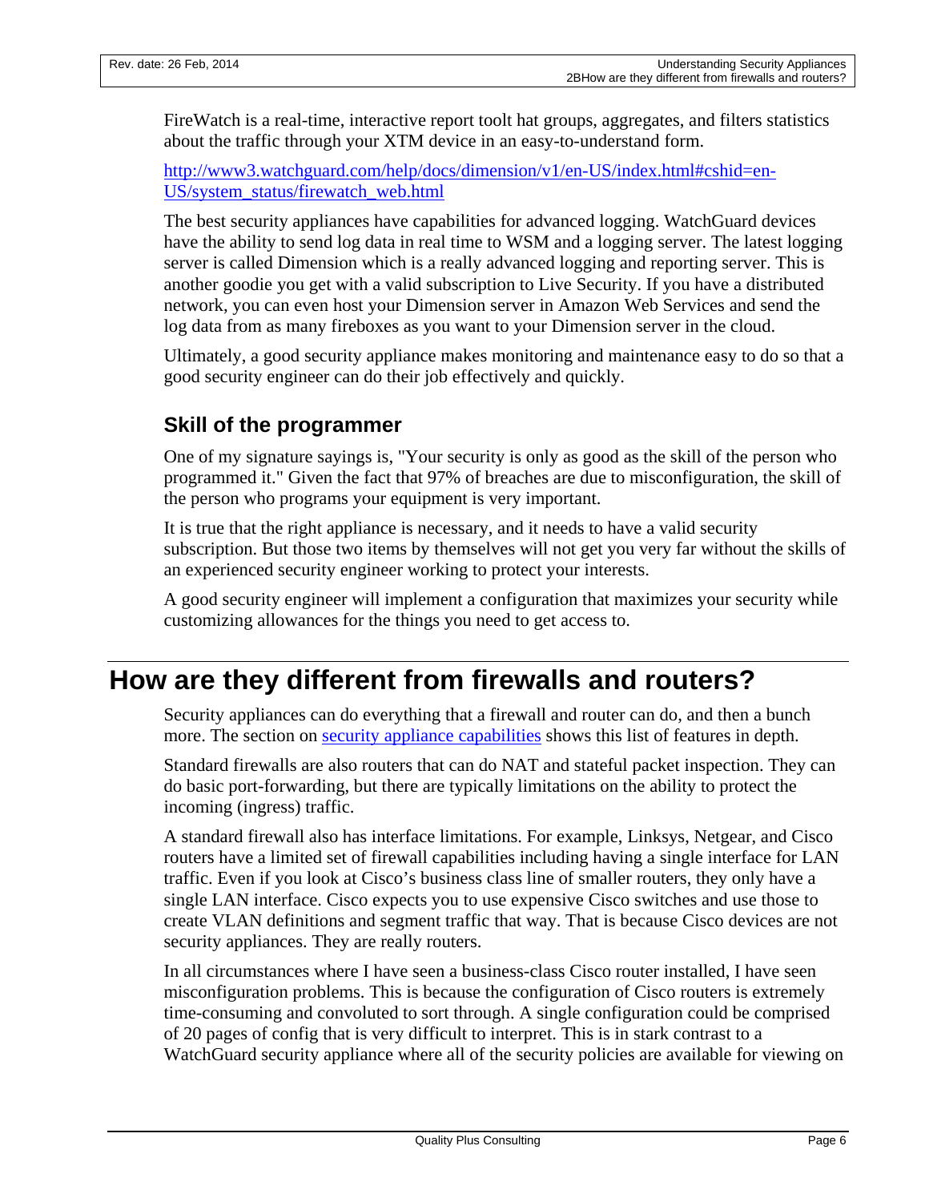FireWatch is a real-time, interactive report toolt hat groups, aggregates, and filters statistics about the traffic through your XTM device in an easy-to-understand form.

[http://www3.watchguard.com/help/docs/dimension/v1/en-US/index.html#cshid=en-US/system_status/firewatch_web.html](http://www3.watchguard.com/help/docs/dimension/v1/en-US/index.html#cshid=en-US/system_status/firewatch_web.html)

The best security appliances have capabilities for advanced logging. WatchGuard devices have the ability to send log data in real time to WSM and a logging server. The latest logging server is called Dimension which is a really advanced logging and reporting server. This is another goodie you get with a valid subscription to Live Security. If you have a distributed network, you can even host your Dimension server in Amazon Web Services and send the log data from as many fireboxes as you want to your Dimension server in the cloud.

Ultimately, a good security appliance makes monitoring and maintenance easy to do so that a good security engineer can do their job effectively and quickly.

### Skill of the programmer

One of my signature sayings is, "Your security is only as good as the skill of the person who programmed it." Given the fact that 97% of breaches are due to misconfiguration, the skill of the person who programs your equipment is very important.

It is true that the right appliance is necessary, and it needs to have a valid security subscription. But those two items by themselves will not get you very far without the skills of an experienced security engineer working to protect your interests.

A good security engineer will implement a configuration that maximizes your security while customizing allowances for the things you need to get access to.

## How are they different from firewalls and routers?

Security appliances can do everything that a firewall and router can do, and then a bunch more. The section on security appliance capabilities shows this list of features in depth.

Standard firewalls are also routers that can do NAT and stateful packet inspection. They can do basic port-forwarding, but there are typically limitations on the ability to protect the incoming (ingress) traffic.

A standard firewall also has interface limitations. For example, Linksys, Netgear, and Cisco routers have a limited set of firewall capabilities including having a single interface for LAN traffic. Even if you look at Cisco's business class line of smaller routers, they only have a single LAN interface. Cisco expects you to use expensive Cisco switches and use those to create VLAN definitions and segment traffic that way. That is because Cisco devices are not security appliances. They are really routers.

In all circumstances where I have seen a business-class Cisco router installed, I have seen misconfiguration problems. This is because the configuration of Cisco routers is extremely time-consuming and convoluted to sort through. A single configuration could be comprised of 20 pages of config that is very difficult to interpret. This is in stark contrast to a WatchGuard security appliance where all of the security policies are available for viewing on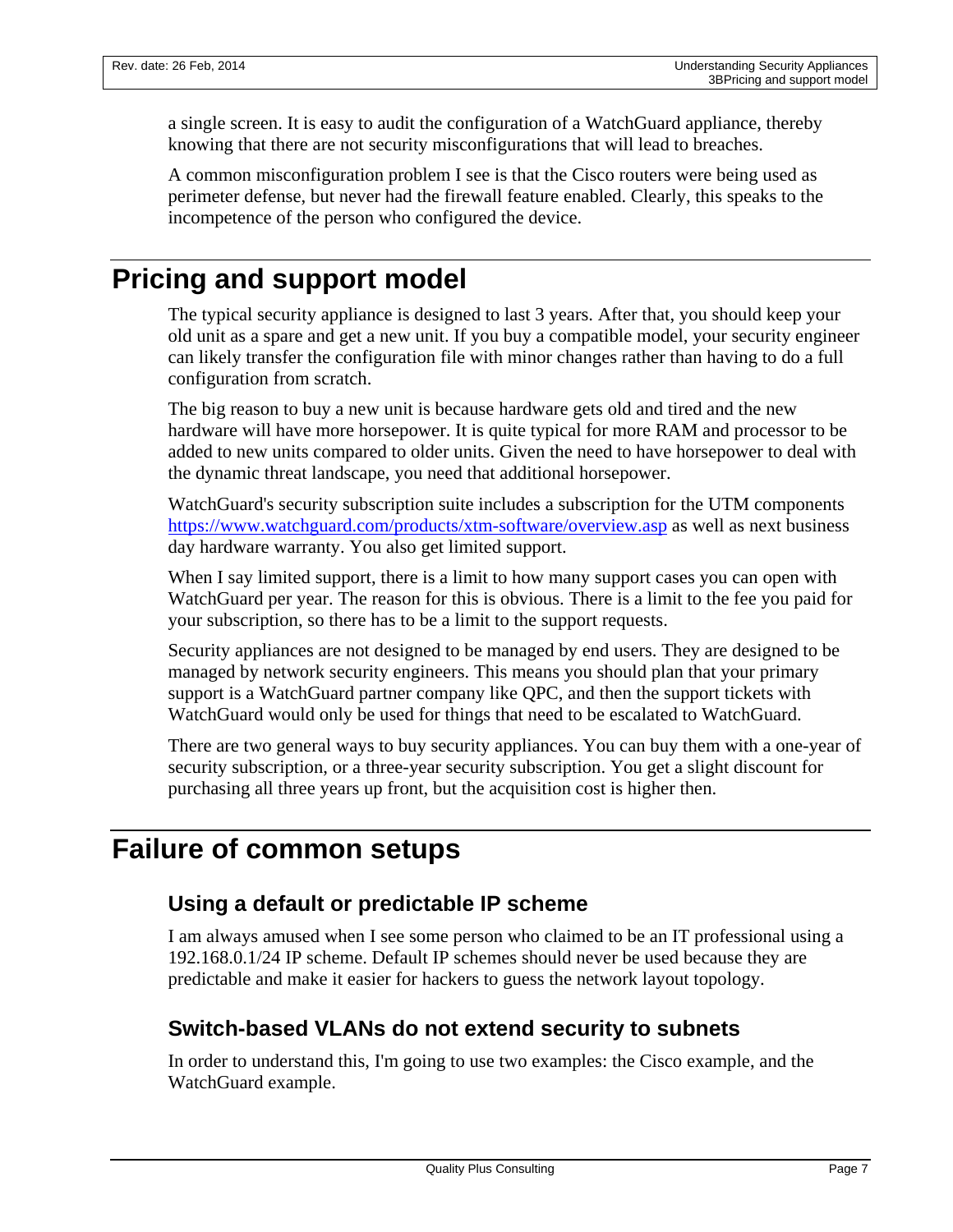a single screen. It is easy to audit the configuration of a WatchGuard appliance, thereby knowing that there are not security misconfigurations that will lead to breaches.

A common misconfiguration problem I see is that the Cisco routers were being used as perimeter defense, but never had the firewall feature enabled. Clearly, this speaks to the incompetence of the person who configured the device.

# Pricing and support model

The typical security appliance is designed to last 3 years. After that, you should keep your old unit as a spare and get a new unit. If you buy a compatible model, your security engineer can likely transfer the configuration file with minor changes rather than having to do a full configuration from scratch.

The big reason to buy a new unit is because hardware gets old and tired and the new hardware will have more horsepower. It is quite typical for more RAM and processor to be added to new units compared to older units. Given the need to have horsepower to deal with the dynamic threat landscape, you need that additional horsepower.

WatchGuard's security subscription suite includes a subscription for the UTM components [https://www.watchguard.com/products/xtm-software/overview.asp](https://www.watchguard.com/products/xtm-software/overview.asp) as well as next business day hardware warranty. You also get limited support.

When I say limited support, there is a limit to how many support cases you can open with WatchGuard per year. The reason for this is obvious. There is a limit to the fee you paid for your subscription, so there has to be a limit to the support requests.

Security appliances are not designed to be managed by end users. They are designed to be managed by network security engineers. This means you should plan that your primary support is a WatchGuard partner company like QPC, and then the support tickets with WatchGuard would only be used for things that need to be escalated to WatchGuard.

There are two general ways to buy security appliances. You can buy them with a one-year of security subscription, or a three-year security subscription. You get a slight discount for purchasing all three years up front, but the acquisition cost is higher then.

# Failure of common setups

## Using a default or predictable IP scheme

I am always amused when I see some person who claimed to be an IT professional using a 192.168.0.1/24 IP scheme. Default IP schemes should never be used because they are predictable and make it easier for hackers to guess the network layout topology.

## Switch-based VLANs do not extend security to subnets

In order to understand this, I'm going to use two examples: the Cisco example, and the WatchGuard example.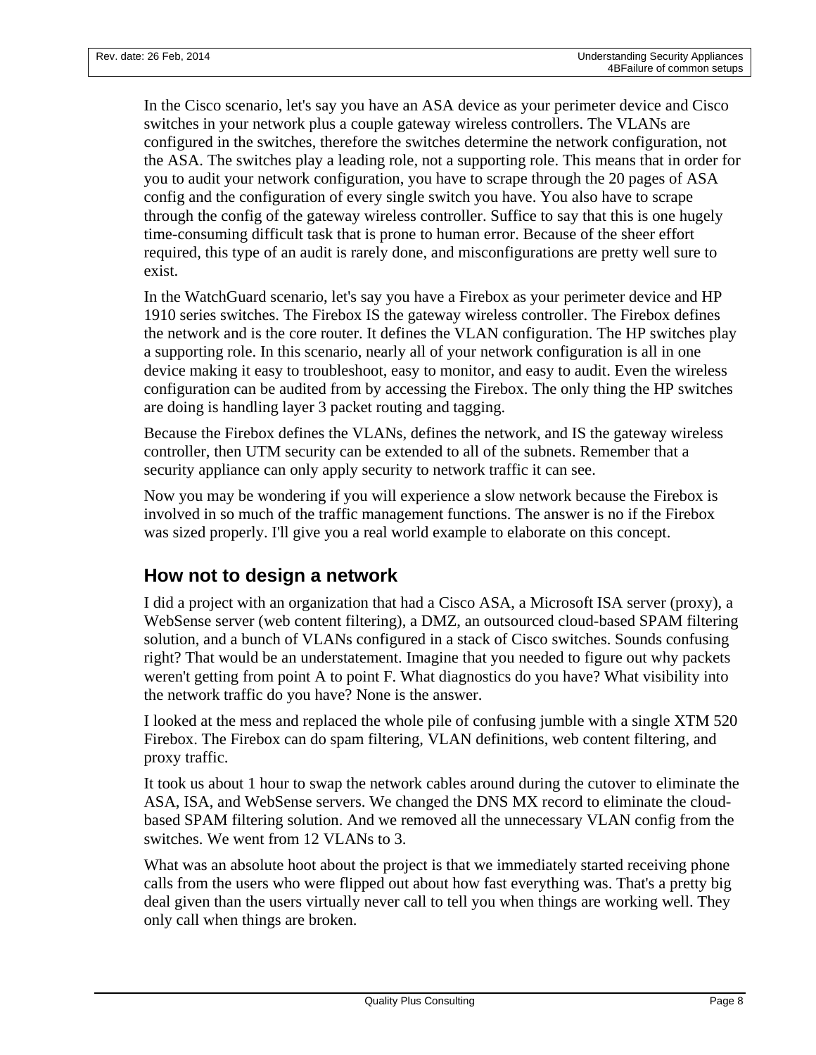In the Cisco scenario, let's say you have an ASA device as your perimeter device and Cisco switches in your network plus a couple gateway wireless controllers. The VLANs are configured in the switches, therefore the switches determine the network configuration, not the ASA. The switches play a leading role, not a supporting role. This means that in order for you to audit your network configuration, you have to scrape through the 20 pages of ASA config and the configuration of every single switch you have. You also have to scrape through the config of the gateway wireless controller. Suffice to say that this is one hugely time-consuming difficult task that is prone to human error. Because of the sheer effort required, this type of an audit is rarely done, and misconfigurations are pretty well sure to exist.

In the WatchGuard scenario, let's say you have a Firebox as your perimeter device and HP 1910 series switches. The Firebox IS the gateway wireless controller. The Firebox defines the network and is the core router. It defines the VLAN configuration. The HP switches play a supporting role. In this scenario, nearly all of your network configuration is all in one device making it easy to troubleshoot, easy to monitor, and easy to audit. Even the wireless configuration can be audited from by accessing the Firebox. The only thing the HP switches are doing is handling layer 3 packet routing and tagging.

Because the Firebox defines the VLANs, defines the network, and IS the gateway wireless controller, then UTM security can be extended to all of the subnets. Remember that a security appliance can only apply security to network traffic it can see.

Now you may be wondering if you will experience a slow network because the Firebox is involved in so much of the traffic management functions. The answer is no if the Firebox was sized properly. I'll give you a real world example to elaborate on this concept.

## How not to design a network

I did a project with an organization that had a Cisco ASA, a Microsoft ISA server (proxy), a WebSense server (web content filtering), a DMZ, an outsourced cloud-based SPAM filtering solution, and a bunch of VLANs configured in a stack of Cisco switches. Sounds confusing right? That would be an understatement. Imagine that you needed to figure out why packets weren't getting from point A to point F. What diagnostics do you have? What visibility into the network traffic do you have? None is the answer.

I looked at the mess and replaced the whole pile of confusing jumble with a single XTM 520 Firebox. The Firebox can do spam filtering, VLAN definitions, web content filtering, and proxy traffic.

It took us about 1 hour to swap the network cables around during the cutover to eliminate the ASA, ISA, and WebSense servers. We changed the DNS MX record to eliminate the cloud-based SPAM filtering solution. And we removed all the unnecessary VLAN config from the switches. We went from 12 VLANs to 3.

What was an absolute hoot about the project is that we immediately started receiving phone calls from the users who were flipped out about how fast everything was. That's a pretty big deal given than the users virtually never call to tell you when things are working well. They only call when things are broken.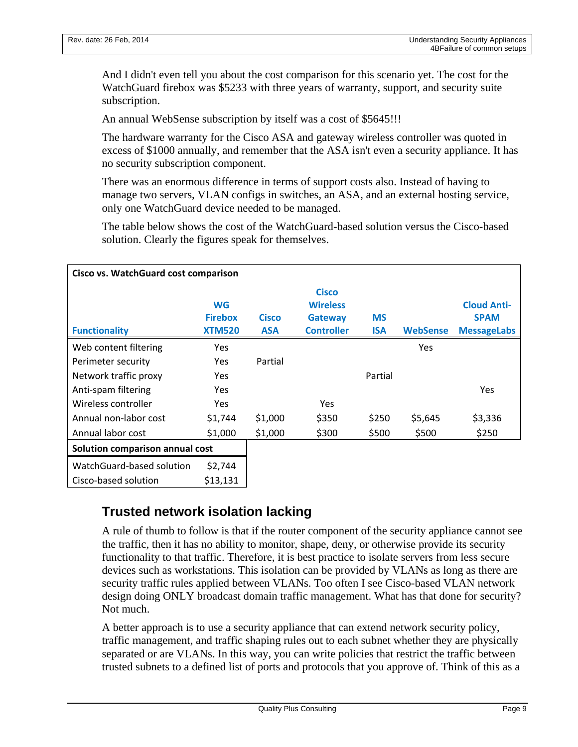And I didn't even tell you about the cost comparison for this scenario yet. The cost for the WatchGuard firebox was $5233 with three years of warranty, support, and security suite subscription.

An annual WebSense subscription by itself was a cost of $5645!!!

The hardware warranty for the Cisco ASA and gateway wireless controller was quoted in excess of $1000 annually, and remember that the ASA isn't even a security appliance. It has no security subscription component.

There was an enormous difference in terms of support costs also. Instead of having to manage two servers, VLAN configs in switches, an ASA, and an external hosting service, only one WatchGuard device needed to be managed.

The table below shows the cost of the WatchGuard-based solution versus the Cisco-based solution. Clearly the figures speak for themselves.

**Cisco vs. WatchGuard cost comparison**

| Functionality | WG Firebox XTM520 | Cisco ASA | Cisco Wireless Gateway Controller | MS ISA | WebSense | Cloud Anti-SPAM MessageLabs |
|---|---|---|---|---|---|---|
| Web content filtering | Yes | | | | Yes | |
| Perimeter security | Yes | Partial | | | | |
| Network traffic proxy | Yes | | | Partial | | |
| Anti-spam filtering | Yes | | | | | Yes |
| Wireless controller | Yes | | Yes | | | |
| Annual non-labor cost | $1,744 | $1,000 | $350 | $250 | $5,645 | $3,336 |
| Annual labor cost | $1,000 | $1,000 | $300 | $500 | $500 | $250 |

| Solution comparison annual cost | |
|---|---|
| WatchGuard-based solution | $2,744 |
| Cisco-based solution | $13,131 |

## Trusted network isolation lacking

A rule of thumb to follow is that if the router component of the security appliance cannot see the traffic, then it has no ability to monitor, shape, deny, or otherwise provide its security functionality to that traffic. Therefore, it is best practice to isolate servers from less secure devices such as workstations. This isolation can be provided by VLANs as long as there are security traffic rules applied between VLANs. Too often I see Cisco-based VLAN network design doing ONLY broadcast domain traffic management. What has that done for security? Not much.

A better approach is to use a security appliance that can extend network security policy, traffic management, and traffic shaping rules out to each subnet whether they are physically separated or are VLANs. In this way, you can write policies that restrict the traffic between trusted subnets to a defined list of ports and protocols that you approve of. Think of this as a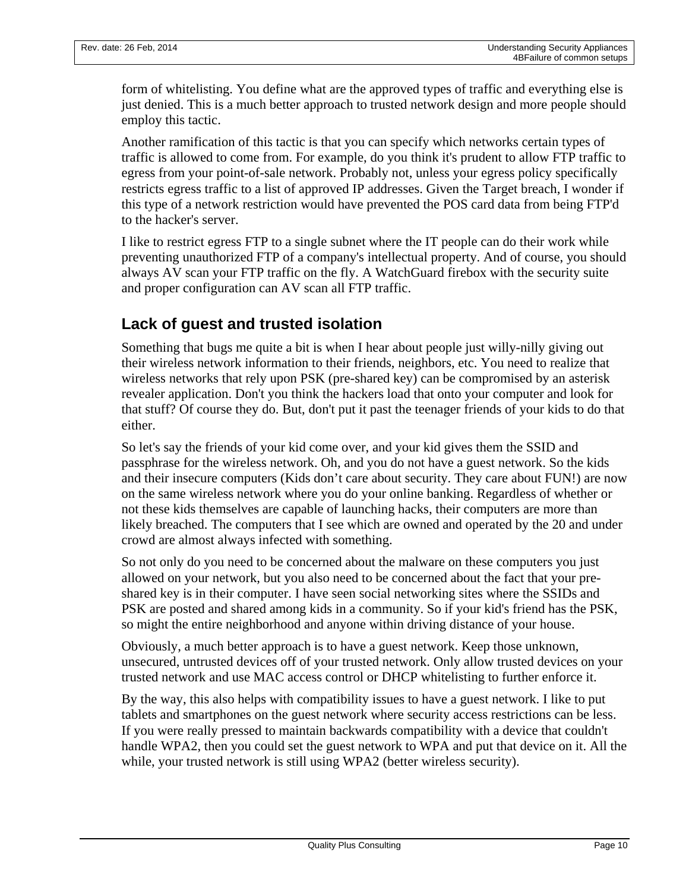form of whitelisting. You define what are the approved types of traffic and everything else is just denied. This is a much better approach to trusted network design and more people should employ this tactic.

Another ramification of this tactic is that you can specify which networks certain types of traffic is allowed to come from. For example, do you think it's prudent to allow FTP traffic to egress from your point-of-sale network. Probably not, unless your egress policy specifically restricts egress traffic to a list of approved IP addresses. Given the Target breach, I wonder if this type of a network restriction would have prevented the POS card data from being FTP'd to the hacker's server.

I like to restrict egress FTP to a single subnet where the IT people can do their work while preventing unauthorized FTP of a company's intellectual property. And of course, you should always AV scan your FTP traffic on the fly. A WatchGuard firebox with the security suite and proper configuration can AV scan all FTP traffic.

## Lack of guest and trusted isolation

Something that bugs me quite a bit is when I hear about people just willy-nilly giving out their wireless network information to their friends, neighbors, etc. You need to realize that wireless networks that rely upon PSK (pre-shared key) can be compromised by an asterisk revealer application. Don't you think the hackers load that onto your computer and look for that stuff? Of course they do. But, don't put it past the teenager friends of your kids to do that either.

So let's say the friends of your kid come over, and your kid gives them the SSID and passphrase for the wireless network. Oh, and you do not have a guest network. So the kids and their insecure computers (Kids don't care about security. They care about FUN!) are now on the same wireless network where you do your online banking. Regardless of whether or not these kids themselves are capable of launching hacks, their computers are more than likely breached. The computers that I see which are owned and operated by the 20 and under crowd are almost always infected with something.

So not only do you need to be concerned about the malware on these computers you just allowed on your network, but you also need to be concerned about the fact that your pre-shared key is in their computer. I have seen social networking sites where the SSIDs and PSK are posted and shared among kids in a community. So if your kid's friend has the PSK, so might the entire neighborhood and anyone within driving distance of your house.

Obviously, a much better approach is to have a guest network. Keep those unknown, unsecured, untrusted devices off of your trusted network. Only allow trusted devices on your trusted network and use MAC access control or DHCP whitelisting to further enforce it.

By the way, this also helps with compatibility issues to have a guest network. I like to put tablets and smartphones on the guest network where security access restrictions can be less. If you were really pressed to maintain backwards compatibility with a device that couldn't handle WPA2, then you could set the guest network to WPA and put that device on it. All the while, your trusted network is still using WPA2 (better wireless security).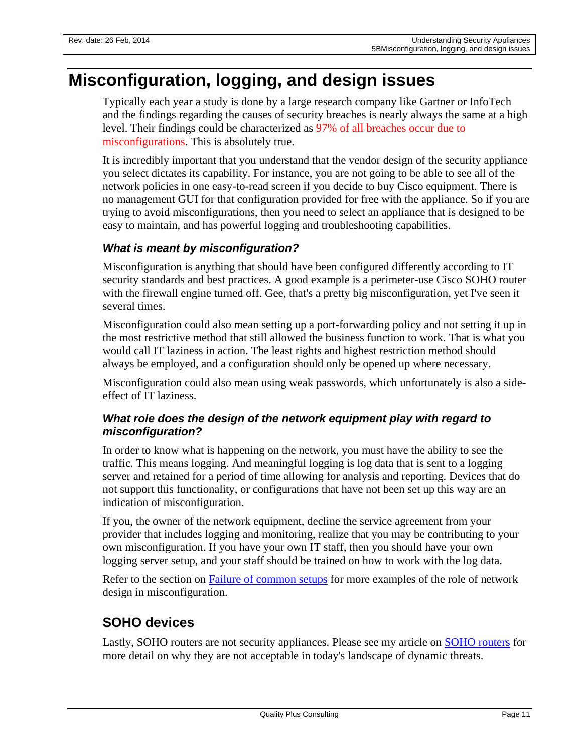# Misconfiguration, logging, and design issues

Typically each year a study is done by a large research company like Gartner or InfoTech and the findings regarding the causes of security breaches is nearly always the same at a high level. Their findings could be characterized as 97% of all breaches occur due to misconfigurations. This is absolutely true.

It is incredibly important that you understand that the vendor design of the security appliance you select dictates its capability. For instance, you are not going to be able to see all of the network policies in one easy-to-read screen if you decide to buy Cisco equipment. There is no management GUI for that configuration provided for free with the appliance. So if you are trying to avoid misconfigurations, then you need to select an appliance that is designed to be easy to maintain, and has powerful logging and troubleshooting capabilities.

### *What is meant by misconfiguration?*

Misconfiguration is anything that should have been configured differently according to IT security standards and best practices. A good example is a perimeter-use Cisco SOHO router with the firewall engine turned off. Gee, that's a pretty big misconfiguration, yet I've seen it several times.

Misconfiguration could also mean setting up a port-forwarding policy and not setting it up in the most restrictive method that still allowed the business function to work. That is what you would call IT laziness in action. The least rights and highest restriction method should always be employed, and a configuration should only be opened up where necessary.

Misconfiguration could also mean using weak passwords, which unfortunately is also a side-effect of IT laziness.

### *What role does the design of the network equipment play with regard to misconfiguration?*

In order to know what is happening on the network, you must have the ability to see the traffic. This means logging. And meaningful logging is log data that is sent to a logging server and retained for a period of time allowing for analysis and reporting. Devices that do not support this functionality, or configurations that have not been set up this way are an indication of misconfiguration.

If you, the owner of the network equipment, decline the service agreement from your provider that includes logging and monitoring, realize that you may be contributing to your own misconfiguration. If you have your own IT staff, then you should have your own logging server setup, and your staff should be trained on how to work with the log data.

Refer to the section on Failure of common setups for more examples of the role of network design in misconfiguration.

## SOHO devices

Lastly, SOHO routers are not security appliances. Please see my article on SOHO routers for more detail on why they are not acceptable in today's landscape of dynamic threats.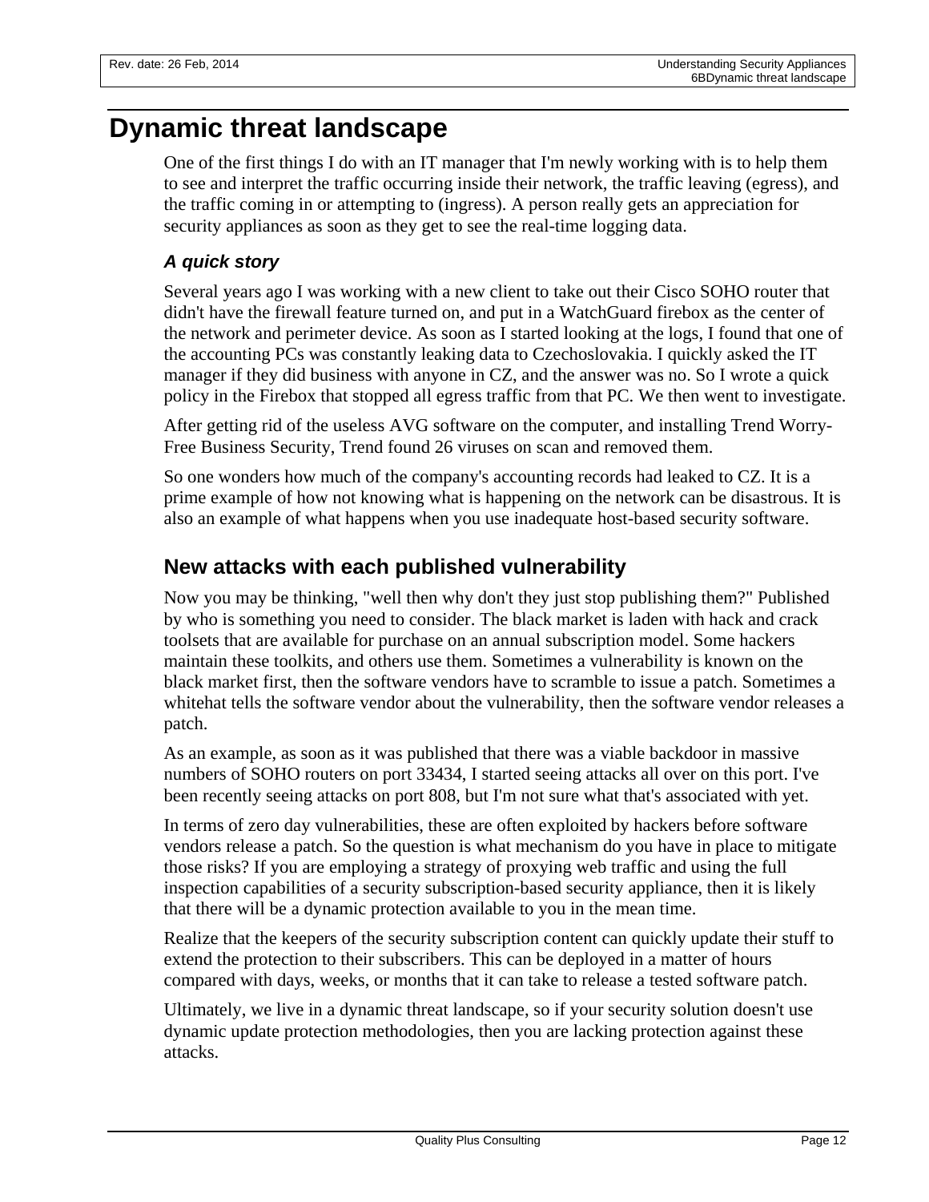# Dynamic threat landscape

One of the first things I do with an IT manager that I'm newly working with is to help them to see and interpret the traffic occurring inside their network, the traffic leaving (egress), and the traffic coming in or attempting to (ingress). A person really gets an appreciation for security appliances as soon as they get to see the real-time logging data.

### *A quick story*

Several years ago I was working with a new client to take out their Cisco SOHO router that didn't have the firewall feature turned on, and put in a WatchGuard firebox as the center of the network and perimeter device. As soon as I started looking at the logs, I found that one of the accounting PCs was constantly leaking data to Czechoslovakia. I quickly asked the IT manager if they did business with anyone in CZ, and the answer was no. So I wrote a quick policy in the Firebox that stopped all egress traffic from that PC. We then went to investigate.

After getting rid of the useless AVG software on the computer, and installing Trend Worry-Free Business Security, Trend found 26 viruses on scan and removed them.

So one wonders how much of the company's accounting records had leaked to CZ. It is a prime example of how not knowing what is happening on the network can be disastrous. It is also an example of what happens when you use inadequate host-based security software.

## New attacks with each published vulnerability

Now you may be thinking, "well then why don't they just stop publishing them?" Published by who is something you need to consider. The black market is laden with hack and crack toolsets that are available for purchase on an annual subscription model. Some hackers maintain these toolkits, and others use them. Sometimes a vulnerability is known on the black market first, then the software vendors have to scramble to issue a patch. Sometimes a whitehat tells the software vendor about the vulnerability, then the software vendor releases a patch.

As an example, as soon as it was published that there was a viable backdoor in massive numbers of SOHO routers on port 33434, I started seeing attacks all over on this port. I've been recently seeing attacks on port 808, but I'm not sure what that's associated with yet.

In terms of zero day vulnerabilities, these are often exploited by hackers before software vendors release a patch. So the question is what mechanism do you have in place to mitigate those risks? If you are employing a strategy of proxying web traffic and using the full inspection capabilities of a security subscription-based security appliance, then it is likely that there will be a dynamic protection available to you in the mean time.

Realize that the keepers of the security subscription content can quickly update their stuff to extend the protection to their subscribers. This can be deployed in a matter of hours compared with days, weeks, or months that it can take to release a tested software patch.

Ultimately, we live in a dynamic threat landscape, so if your security solution doesn't use dynamic update protection methodologies, then you are lacking protection against these attacks.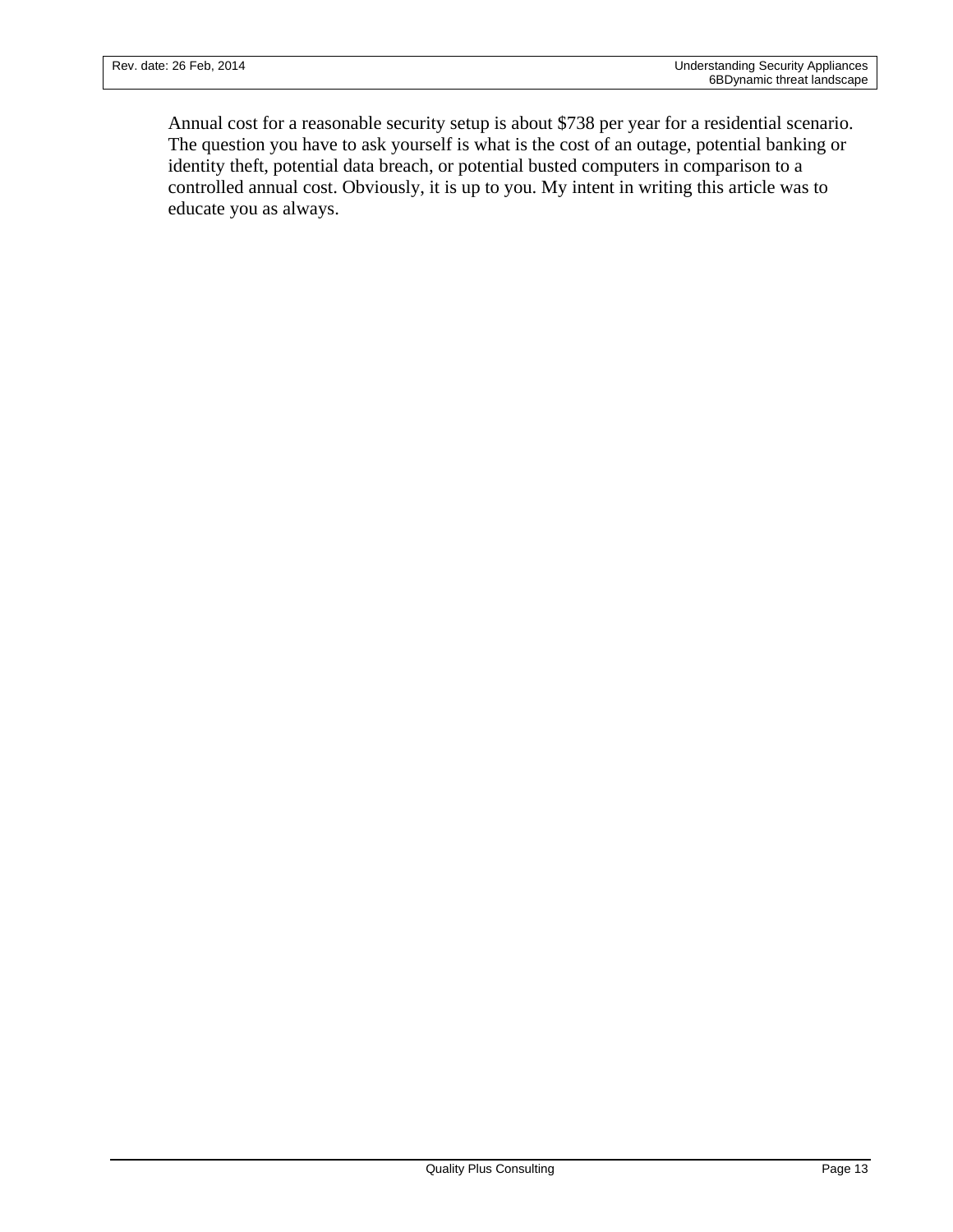Annual cost for a reasonable security setup is about $738 per year for a residential scenario. The question you have to ask yourself is what is the cost of an outage, potential banking or identity theft, potential data breach, or potential busted computers in comparison to a controlled annual cost. Obviously, it is up to you. My intent in writing this article was to educate you as always.